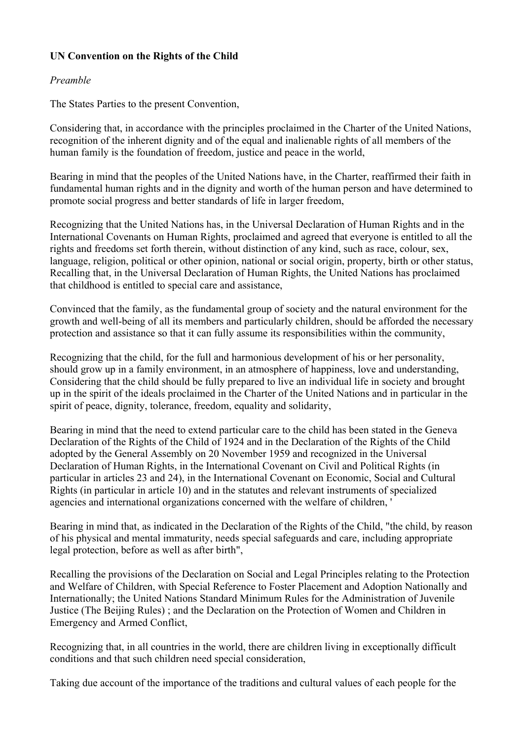**UN Convention on the Rights of the Child**

*Preamble*

The States Parties to the present Convention,

Considering that, in accordance with the principles proclaimed in the Charter of the United Nations, recognition of the inherent dignity and of the equal and inalienable rights of all members of the human family is the foundation of freedom, justice and peace in the world,

Bearing in mind that the peoples of the United Nations have, in the Charter, reaffirmed their faith in fundamental human rights and in the dignity and worth of the human person and have determined to promote social progress and better standards of life in larger freedom,

Recognizing that the United Nations has, in the Universal Declaration of Human Rights and in the International Covenants on Human Rights, proclaimed and agreed that everyone is entitled to all the rights and freedoms set forth therein, without distinction of any kind, such as race, colour, sex, language, religion, political or other opinion, national or social origin, property, birth or other status, Recalling that, in the Universal Declaration of Human Rights, the United Nations has proclaimed that childhood is entitled to special care and assistance,

Convinced that the family, as the fundamental group of society and the natural environment for the growth and well-being of all its members and particularly children, should be afforded the necessary protection and assistance so that it can fully assume its responsibilities within the community,

Recognizing that the child, for the full and harmonious development of his or her personality, should grow up in a family environment, in an atmosphere of happiness, love and understanding, Considering that the child should be fully prepared to live an individual life in society and brought up in the spirit of the ideals proclaimed in the Charter of the United Nations and in particular in the spirit of peace, dignity, tolerance, freedom, equality and solidarity,

Bearing in mind that the need to extend particular care to the child has been stated in the Geneva Declaration of the Rights of the Child of 1924 and in the Declaration of the Rights of the Child adopted by the General Assembly on 20 November 1959 and recognized in the Universal Declaration of Human Rights, in the International Covenant on Civil and Political Rights (in particular in articles 23 and 24), in the International Covenant on Economic, Social and Cultural Rights (in particular in article 10) and in the statutes and relevant instruments of specialized agencies and international organizations concerned with the welfare of children, '

Bearing in mind that, as indicated in the Declaration of the Rights of the Child, "the child, by reason of his physical and mental immaturity, needs special safeguards and care, including appropriate legal protection, before as well as after birth",

Recalling the provisions of the Declaration on Social and Legal Principles relating to the Protection and Welfare of Children, with Special Reference to Foster Placement and Adoption Nationally and Internationally; the United Nations Standard Minimum Rules for the Administration of Juvenile Justice (The Beijing Rules) ; and the Declaration on the Protection of Women and Children in Emergency and Armed Conflict,

Recognizing that, in all countries in the world, there are children living in exceptionally difficult conditions and that such children need special consideration,

Taking due account of the importance of the traditions and cultural values of each people for the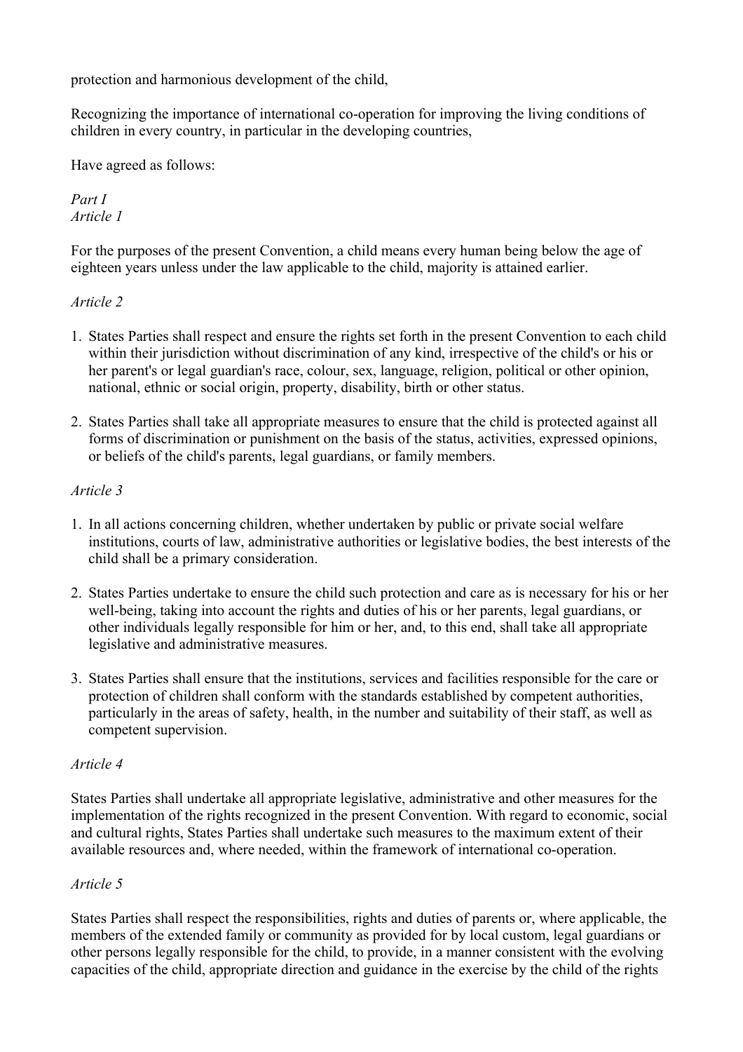protection and harmonious development of the child,

Recognizing the importance of international co-operation for improving the living conditions of children in every country, in particular in the developing countries,

Have agreed as follows:

*Part I*
*Article 1*

For the purposes of the present Convention, a child means every human being below the age of eighteen years unless under the law applicable to the child, majority is attained earlier.

*Article 2*

1. States Parties shall respect and ensure the rights set forth in the present Convention to each child within their jurisdiction without discrimination of any kind, irrespective of the child's or his or her parent's or legal guardian's race, colour, sex, language, religion, political or other opinion, national, ethnic or social origin, property, disability, birth or other status.

2. States Parties shall take all appropriate measures to ensure that the child is protected against all forms of discrimination or punishment on the basis of the status, activities, expressed opinions, or beliefs of the child's parents, legal guardians, or family members.

*Article 3*

1. In all actions concerning children, whether undertaken by public or private social welfare institutions, courts of law, administrative authorities or legislative bodies, the best interests of the child shall be a primary consideration.

2. States Parties undertake to ensure the child such protection and care as is necessary for his or her well-being, taking into account the rights and duties of his or her parents, legal guardians, or other individuals legally responsible for him or her, and, to this end, shall take all appropriate legislative and administrative measures.

3. States Parties shall ensure that the institutions, services and facilities responsible for the care or protection of children shall conform with the standards established by competent authorities, particularly in the areas of safety, health, in the number and suitability of their staff, as well as competent supervision.

*Article 4*

States Parties shall undertake all appropriate legislative, administrative and other measures for the implementation of the rights recognized in the present Convention. With regard to economic, social and cultural rights, States Parties shall undertake such measures to the maximum extent of their available resources and, where needed, within the framework of international co-operation.

*Article 5*

States Parties shall respect the responsibilities, rights and duties of parents or, where applicable, the members of the extended family or community as provided for by local custom, legal guardians or other persons legally responsible for the child, to provide, in a manner consistent with the evolving capacities of the child, appropriate direction and guidance in the exercise by the child of the rights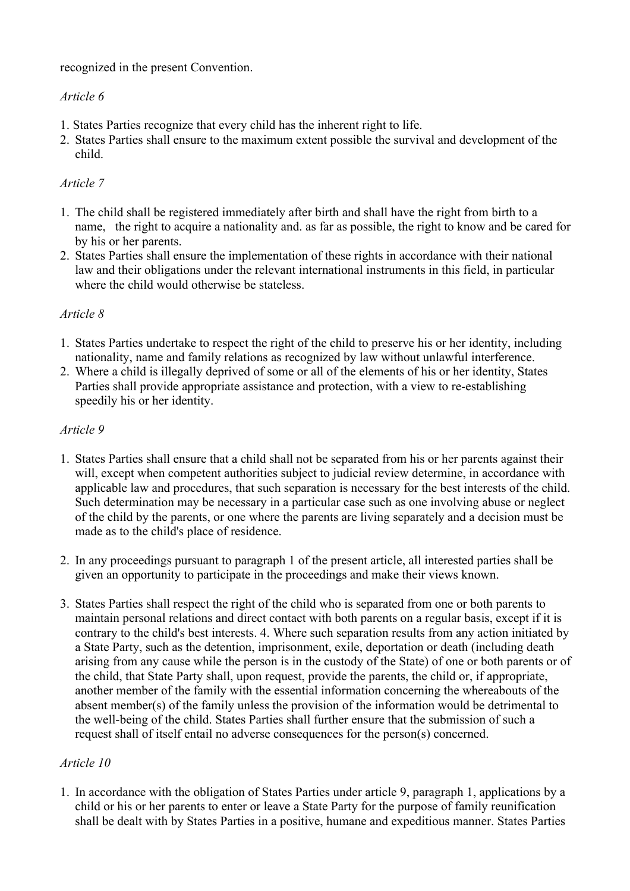recognized in the present Convention.

*Article 6*

1. States Parties recognize that every child has the inherent right to life.
2. States Parties shall ensure to the maximum extent possible the survival and development of the child.

*Article 7*

1. The child shall be registered immediately after birth and shall have the right from birth to a name, the right to acquire a nationality and. as far as possible, the right to know and be cared for by his or her parents.
2. States Parties shall ensure the implementation of these rights in accordance with their national law and their obligations under the relevant international instruments in this field, in particular where the child would otherwise be stateless.

*Article 8*

1. States Parties undertake to respect the right of the child to preserve his or her identity, including nationality, name and family relations as recognized by law without unlawful interference.
2. Where a child is illegally deprived of some or all of the elements of his or her identity, States Parties shall provide appropriate assistance and protection, with a view to re-establishing speedily his or her identity.

*Article 9*

1. States Parties shall ensure that a child shall not be separated from his or her parents against their will, except when competent authorities subject to judicial review determine, in accordance with applicable law and procedures, that such separation is necessary for the best interests of the child. Such determination may be necessary in a particular case such as one involving abuse or neglect of the child by the parents, or one where the parents are living separately and a decision must be made as to the child's place of residence.

2. In any proceedings pursuant to paragraph 1 of the present article, all interested parties shall be given an opportunity to participate in the proceedings and make their views known.

3. States Parties shall respect the right of the child who is separated from one or both parents to maintain personal relations and direct contact with both parents on a regular basis, except if it is contrary to the child's best interests. 4. Where such separation results from any action initiated by a State Party, such as the detention, imprisonment, exile, deportation or death (including death arising from any cause while the person is in the custody of the State) of one or both parents or of the child, that State Party shall, upon request, provide the parents, the child or, if appropriate, another member of the family with the essential information concerning the whereabouts of the absent member(s) of the family unless the provision of the information would be detrimental to the well-being of the child. States Parties shall further ensure that the submission of such a request shall of itself entail no adverse consequences for the person(s) concerned.

*Article 10*

1. In accordance with the obligation of States Parties under article 9, paragraph 1, applications by a child or his or her parents to enter or leave a State Party for the purpose of family reunification shall be dealt with by States Parties in a positive, humane and expeditious manner. States Parties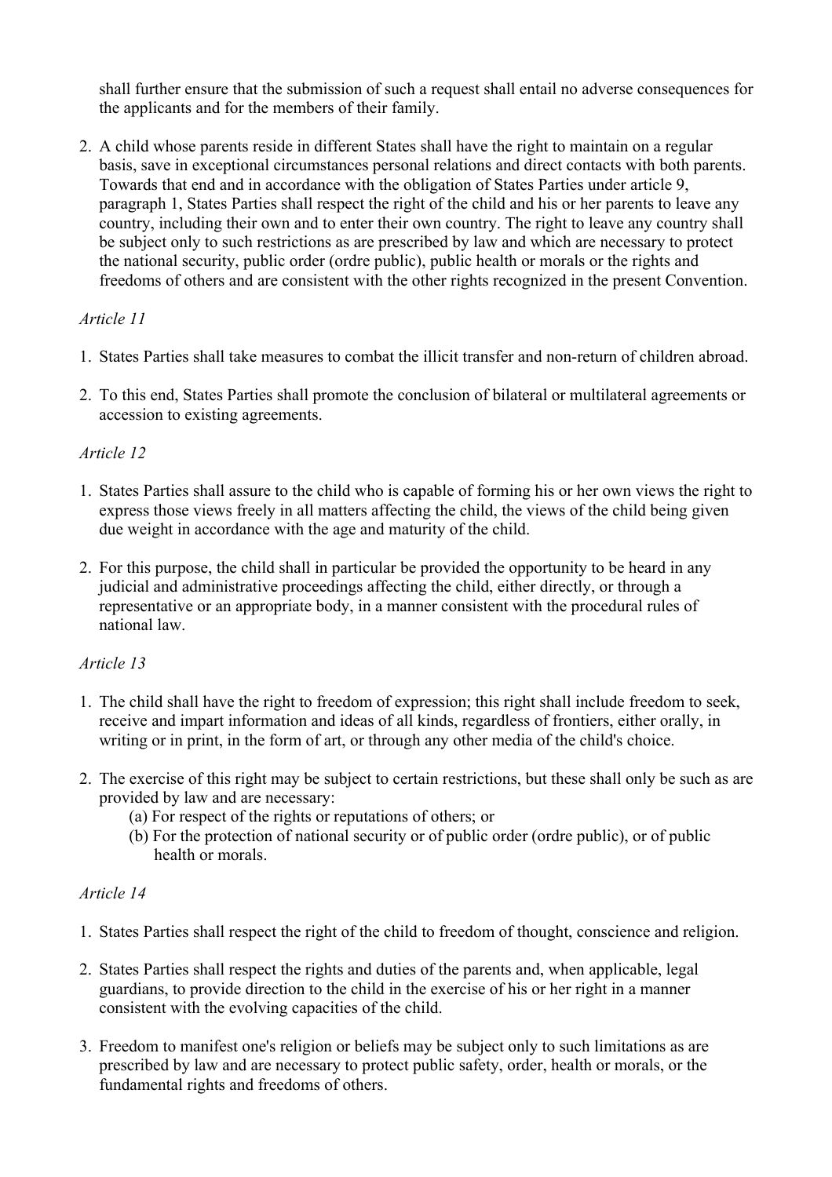shall further ensure that the submission of such a request shall entail no adverse consequences for the applicants and for the members of their family.

2. A child whose parents reside in different States shall have the right to maintain on a regular basis, save in exceptional circumstances personal relations and direct contacts with both parents. Towards that end and in accordance with the obligation of States Parties under article 9, paragraph 1, States Parties shall respect the right of the child and his or her parents to leave any country, including their own and to enter their own country. The right to leave any country shall be subject only to such restrictions as are prescribed by law and which are necessary to protect the national security, public order (ordre public), public health or morals or the rights and freedoms of others and are consistent with the other rights recognized in the present Convention.

*Article 11*

1. States Parties shall take measures to combat the illicit transfer and non-return of children abroad.

2. To this end, States Parties shall promote the conclusion of bilateral or multilateral agreements or accession to existing agreements.

*Article 12*

1. States Parties shall assure to the child who is capable of forming his or her own views the right to express those views freely in all matters affecting the child, the views of the child being given due weight in accordance with the age and maturity of the child.

2. For this purpose, the child shall in particular be provided the opportunity to be heard in any judicial and administrative proceedings affecting the child, either directly, or through a representative or an appropriate body, in a manner consistent with the procedural rules of national law.

*Article 13*

1. The child shall have the right to freedom of expression; this right shall include freedom to seek, receive and impart information and ideas of all kinds, regardless of frontiers, either orally, in writing or in print, in the form of art, or through any other media of the child's choice.

2. The exercise of this right may be subject to certain restrictions, but these shall only be such as are provided by law and are necessary:
   (a) For respect of the rights or reputations of others; or
   (b) For the protection of national security or of public order (ordre public), or of public health or morals.

*Article 14*

1. States Parties shall respect the right of the child to freedom of thought, conscience and religion.

2. States Parties shall respect the rights and duties of the parents and, when applicable, legal guardians, to provide direction to the child in the exercise of his or her right in a manner consistent with the evolving capacities of the child.

3. Freedom to manifest one's religion or beliefs may be subject only to such limitations as are prescribed by law and are necessary to protect public safety, order, health or morals, or the fundamental rights and freedoms of others.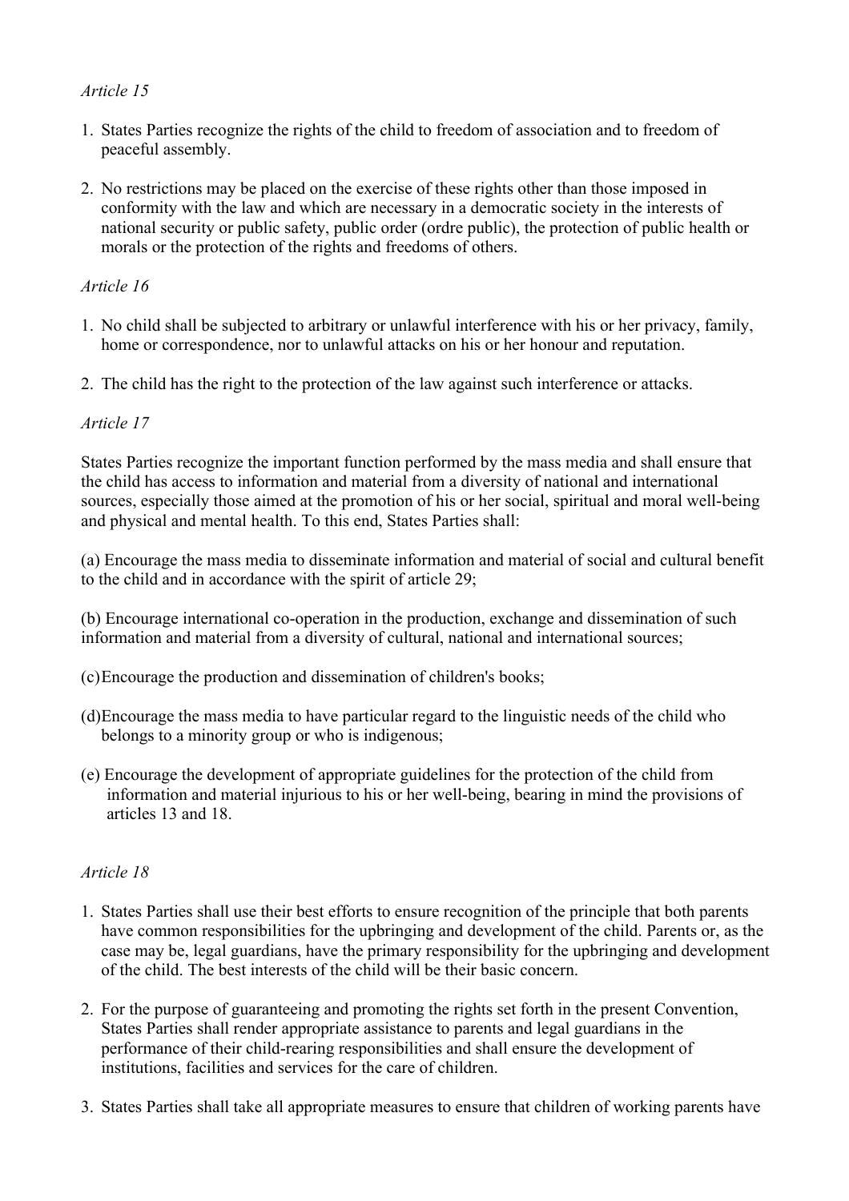*Article 15*

1. States Parties recognize the rights of the child to freedom of association and to freedom of peaceful assembly.
2. No restrictions may be placed on the exercise of these rights other than those imposed in conformity with the law and which are necessary in a democratic society in the interests of national security or public safety, public order (ordre public), the protection of public health or morals or the protection of the rights and freedoms of others.

*Article 16*

1. No child shall be subjected to arbitrary or unlawful interference with his or her privacy, family, home or correspondence, nor to unlawful attacks on his or her honour and reputation.
2. The child has the right to the protection of the law against such interference or attacks.

*Article 17*

States Parties recognize the important function performed by the mass media and shall ensure that the child has access to information and material from a diversity of national and international sources, especially those aimed at the promotion of his or her social, spiritual and moral well-being and physical and mental health. To this end, States Parties shall:

(a) Encourage the mass media to disseminate information and material of social and cultural benefit to the child and in accordance with the spirit of article 29;

(b) Encourage international co-operation in the production, exchange and dissemination of such information and material from a diversity of cultural, national and international sources;

(c) Encourage the production and dissemination of children's books;

(d) Encourage the mass media to have particular regard to the linguistic needs of the child who belongs to a minority group or who is indigenous;

(e) Encourage the development of appropriate guidelines for the protection of the child from information and material injurious to his or her well-being, bearing in mind the provisions of articles 13 and 18.

*Article 18*

1. States Parties shall use their best efforts to ensure recognition of the principle that both parents have common responsibilities for the upbringing and development of the child. Parents or, as the case may be, legal guardians, have the primary responsibility for the upbringing and development of the child. The best interests of the child will be their basic concern.
2. For the purpose of guaranteeing and promoting the rights set forth in the present Convention, States Parties shall render appropriate assistance to parents and legal guardians in the performance of their child-rearing responsibilities and shall ensure the development of institutions, facilities and services for the care of children.
3. States Parties shall take all appropriate measures to ensure that children of working parents have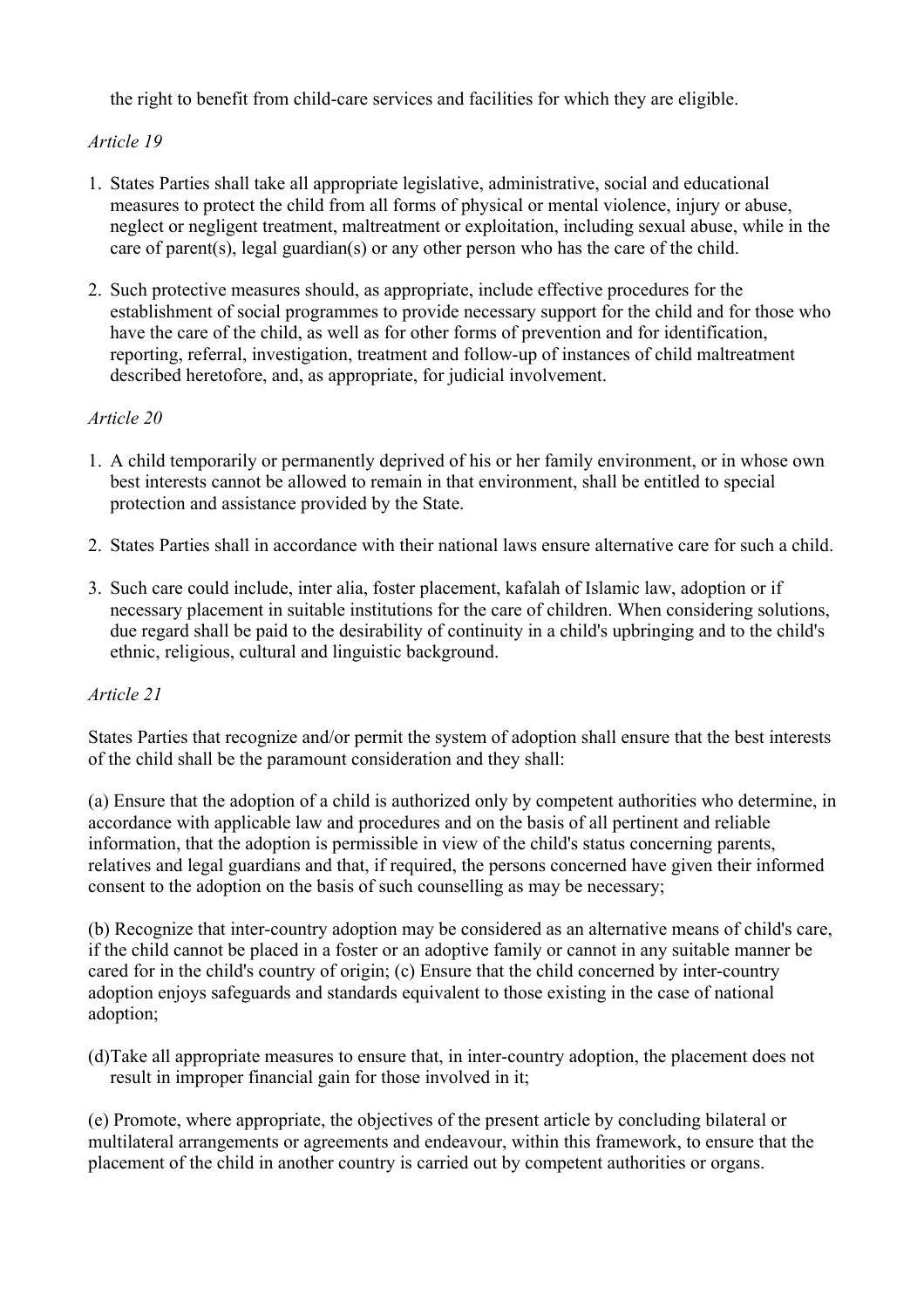the right to benefit from child-care services and facilities for which they are eligible.

*Article 19*

1. States Parties shall take all appropriate legislative, administrative, social and educational measures to protect the child from all forms of physical or mental violence, injury or abuse, neglect or negligent treatment, maltreatment or exploitation, including sexual abuse, while in the care of parent(s), legal guardian(s) or any other person who has the care of the child.

2. Such protective measures should, as appropriate, include effective procedures for the establishment of social programmes to provide necessary support for the child and for those who have the care of the child, as well as for other forms of prevention and for identification, reporting, referral, investigation, treatment and follow-up of instances of child maltreatment described heretofore, and, as appropriate, for judicial involvement.

*Article 20*

1. A child temporarily or permanently deprived of his or her family environment, or in whose own best interests cannot be allowed to remain in that environment, shall be entitled to special protection and assistance provided by the State.

2. States Parties shall in accordance with their national laws ensure alternative care for such a child.

3. Such care could include, inter alia, foster placement, kafalah of Islamic law, adoption or if necessary placement in suitable institutions for the care of children. When considering solutions, due regard shall be paid to the desirability of continuity in a child's upbringing and to the child's ethnic, religious, cultural and linguistic background.

*Article 21*

States Parties that recognize and/or permit the system of adoption shall ensure that the best interests of the child shall be the paramount consideration and they shall:

(a) Ensure that the adoption of a child is authorized only by competent authorities who determine, in accordance with applicable law and procedures and on the basis of all pertinent and reliable information, that the adoption is permissible in view of the child's status concerning parents, relatives and legal guardians and that, if required, the persons concerned have given their informed consent to the adoption on the basis of such counselling as may be necessary;

(b) Recognize that inter-country adoption may be considered as an alternative means of child's care, if the child cannot be placed in a foster or an adoptive family or cannot in any suitable manner be cared for in the child's country of origin; (c) Ensure that the child concerned by inter-country adoption enjoys safeguards and standards equivalent to those existing in the case of national adoption;

(d)Take all appropriate measures to ensure that, in inter-country adoption, the placement does not result in improper financial gain for those involved in it;

(e) Promote, where appropriate, the objectives of the present article by concluding bilateral or multilateral arrangements or agreements and endeavour, within this framework, to ensure that the placement of the child in another country is carried out by competent authorities or organs.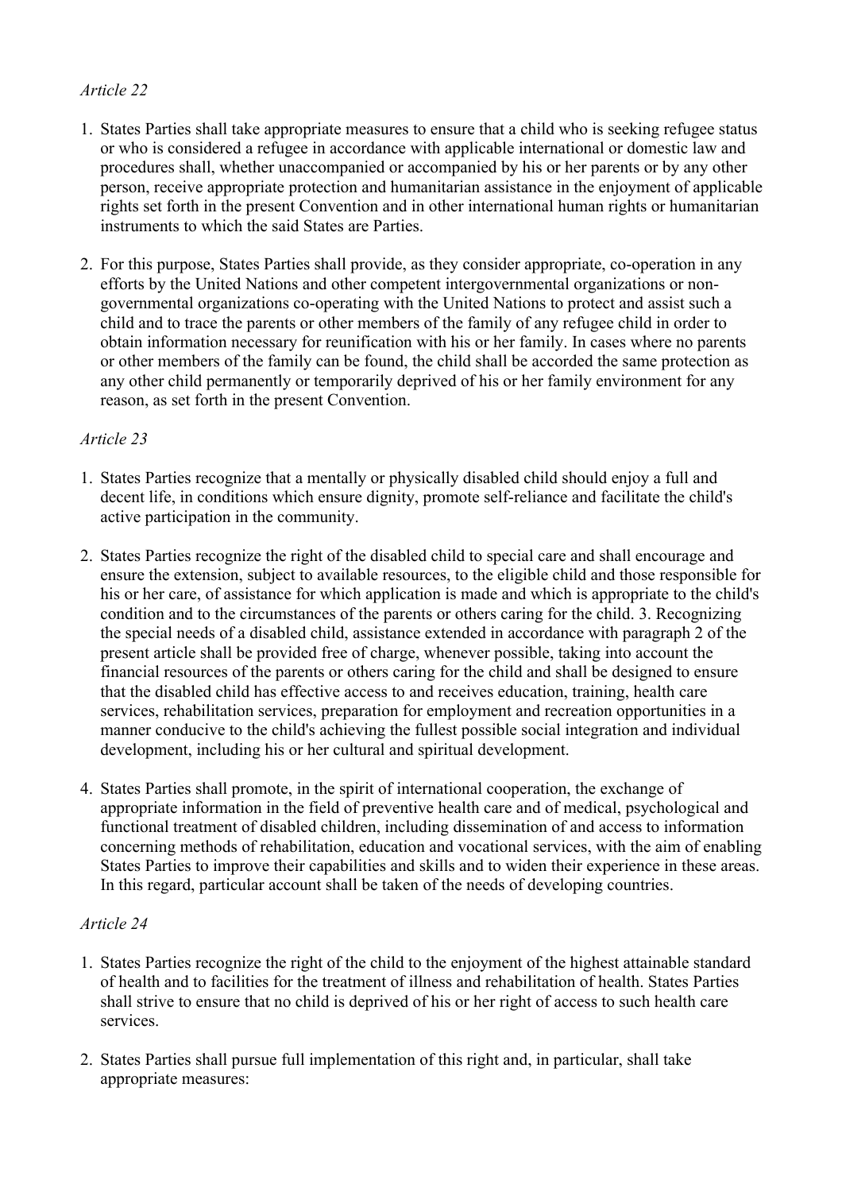*Article 22*

1. States Parties shall take appropriate measures to ensure that a child who is seeking refugee status or who is considered a refugee in accordance with applicable international or domestic law and procedures shall, whether unaccompanied or accompanied by his or her parents or by any other person, receive appropriate protection and humanitarian assistance in the enjoyment of applicable rights set forth in the present Convention and in other international human rights or humanitarian instruments to which the said States are Parties.

2. For this purpose, States Parties shall provide, as they consider appropriate, co-operation in any efforts by the United Nations and other competent intergovernmental organizations or non-governmental organizations co-operating with the United Nations to protect and assist such a child and to trace the parents or other members of the family of any refugee child in order to obtain information necessary for reunification with his or her family. In cases where no parents or other members of the family can be found, the child shall be accorded the same protection as any other child permanently or temporarily deprived of his or her family environment for any reason, as set forth in the present Convention.

*Article 23*

1. States Parties recognize that a mentally or physically disabled child should enjoy a full and decent life, in conditions which ensure dignity, promote self-reliance and facilitate the child's active participation in the community.

2. States Parties recognize the right of the disabled child to special care and shall encourage and ensure the extension, subject to available resources, to the eligible child and those responsible for his or her care, of assistance for which application is made and which is appropriate to the child's condition and to the circumstances of the parents or others caring for the child. 3. Recognizing the special needs of a disabled child, assistance extended in accordance with paragraph 2 of the present article shall be provided free of charge, whenever possible, taking into account the financial resources of the parents or others caring for the child and shall be designed to ensure that the disabled child has effective access to and receives education, training, health care services, rehabilitation services, preparation for employment and recreation opportunities in a manner conducive to the child's achieving the fullest possible social integration and individual development, including his or her cultural and spiritual development.

4. States Parties shall promote, in the spirit of international cooperation, the exchange of appropriate information in the field of preventive health care and of medical, psychological and functional treatment of disabled children, including dissemination of and access to information concerning methods of rehabilitation, education and vocational services, with the aim of enabling States Parties to improve their capabilities and skills and to widen their experience in these areas. In this regard, particular account shall be taken of the needs of developing countries.

*Article 24*

1. States Parties recognize the right of the child to the enjoyment of the highest attainable standard of health and to facilities for the treatment of illness and rehabilitation of health. States Parties shall strive to ensure that no child is deprived of his or her right of access to such health care services.

2. States Parties shall pursue full implementation of this right and, in particular, shall take appropriate measures: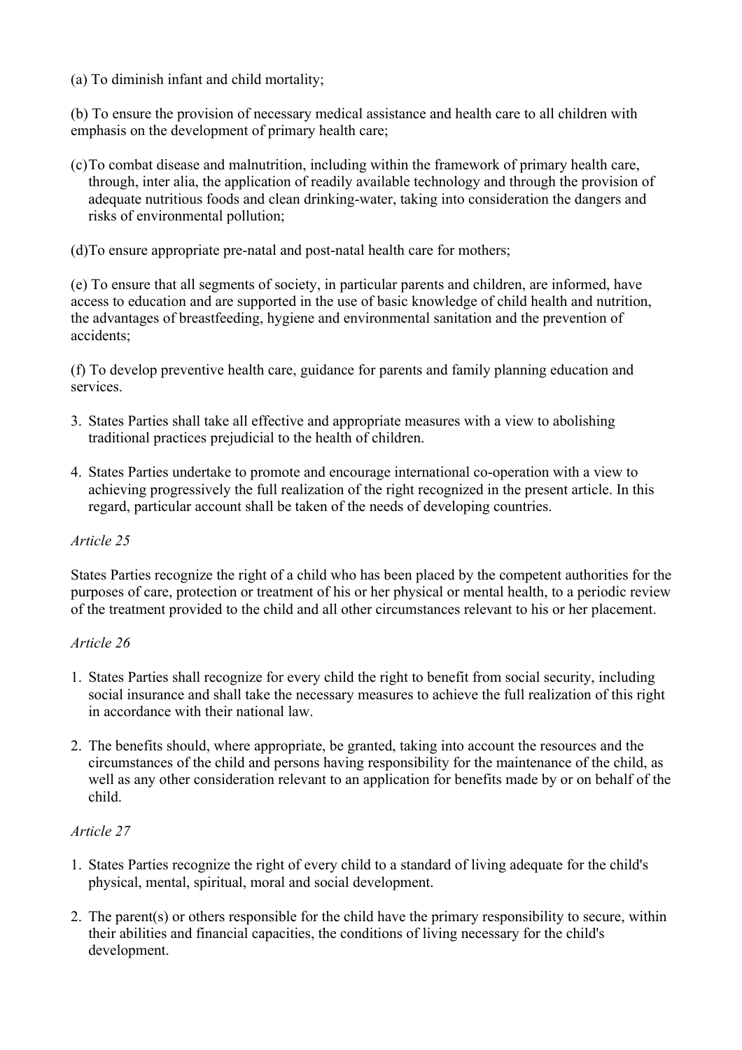(a) To diminish infant and child mortality;

(b) To ensure the provision of necessary medical assistance and health care to all children with emphasis on the development of primary health care;

(c)To combat disease and malnutrition, including within the framework of primary health care, through, inter alia, the application of readily available technology and through the provision of adequate nutritious foods and clean drinking-water, taking into consideration the dangers and risks of environmental pollution;

(d)To ensure appropriate pre-natal and post-natal health care for mothers;

(e) To ensure that all segments of society, in particular parents and children, are informed, have access to education and are supported in the use of basic knowledge of child health and nutrition, the advantages of breastfeeding, hygiene and environmental sanitation and the prevention of accidents;

(f) To develop preventive health care, guidance for parents and family planning education and services.

3. States Parties shall take all effective and appropriate measures with a view to abolishing traditional practices prejudicial to the health of children.
4. States Parties undertake to promote and encourage international co-operation with a view to achieving progressively the full realization of the right recognized in the present article. In this regard, particular account shall be taken of the needs of developing countries.

*Article 25*

States Parties recognize the right of a child who has been placed by the competent authorities for the purposes of care, protection or treatment of his or her physical or mental health, to a periodic review of the treatment provided to the child and all other circumstances relevant to his or her placement.

*Article 26*

1. States Parties shall recognize for every child the right to benefit from social security, including social insurance and shall take the necessary measures to achieve the full realization of this right in accordance with their national law.
2. The benefits should, where appropriate, be granted, taking into account the resources and the circumstances of the child and persons having responsibility for the maintenance of the child, as well as any other consideration relevant to an application for benefits made by or on behalf of the child.

*Article 27*

1. States Parties recognize the right of every child to a standard of living adequate for the child's physical, mental, spiritual, moral and social development.
2. The parent(s) or others responsible for the child have the primary responsibility to secure, within their abilities and financial capacities, the conditions of living necessary for the child's development.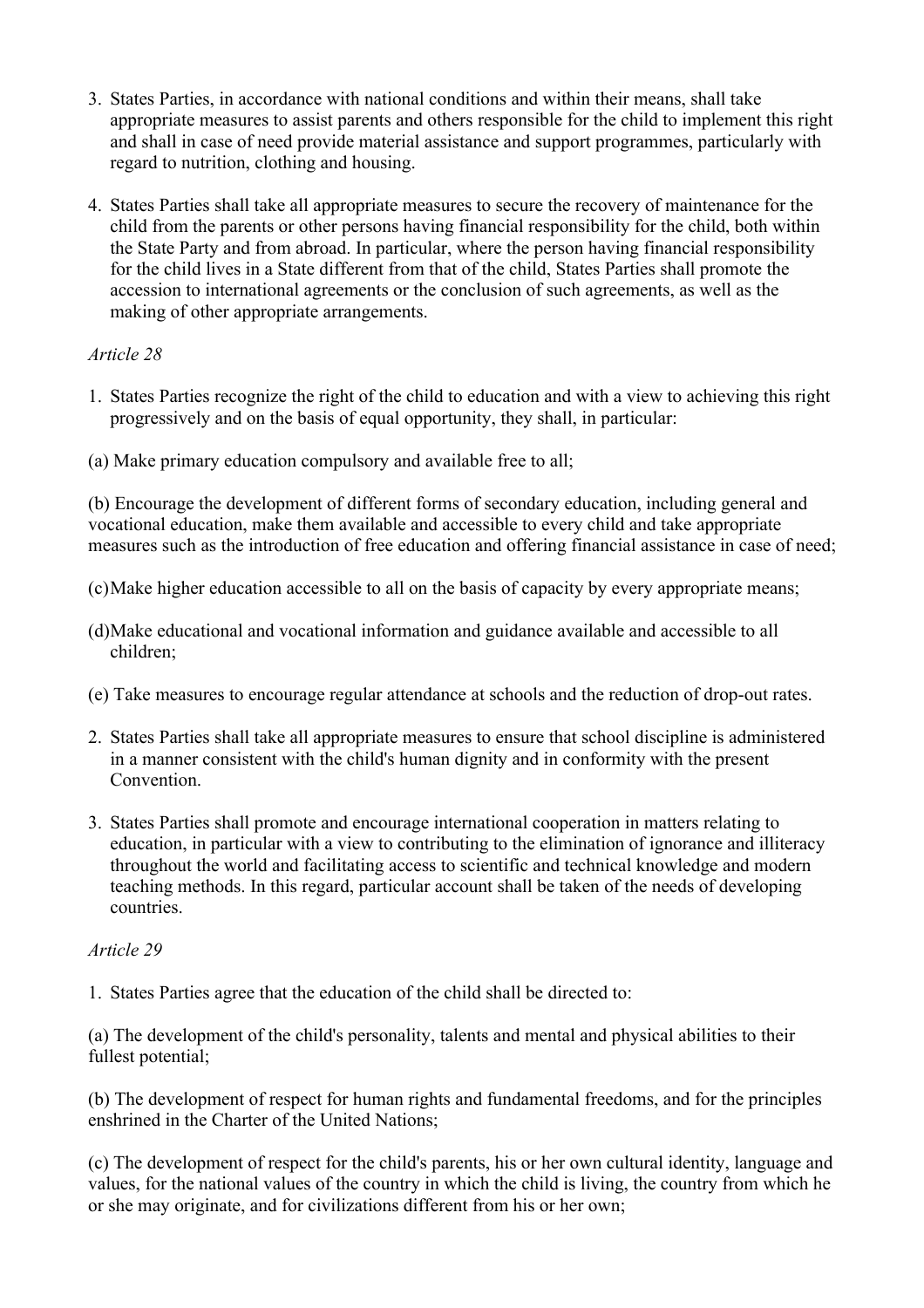3. States Parties, in accordance with national conditions and within their means, shall take appropriate measures to assist parents and others responsible for the child to implement this right and shall in case of need provide material assistance and support programmes, particularly with regard to nutrition, clothing and housing.

4. States Parties shall take all appropriate measures to secure the recovery of maintenance for the child from the parents or other persons having financial responsibility for the child, both within the State Party and from abroad. In particular, where the person having financial responsibility for the child lives in a State different from that of the child, States Parties shall promote the accession to international agreements or the conclusion of such agreements, as well as the making of other appropriate arrangements.

*Article 28*

1. States Parties recognize the right of the child to education and with a view to achieving this right progressively and on the basis of equal opportunity, they shall, in particular:

(a) Make primary education compulsory and available free to all;

(b) Encourage the development of different forms of secondary education, including general and vocational education, make them available and accessible to every child and take appropriate measures such as the introduction of free education and offering financial assistance in case of need;

(c) Make higher education accessible to all on the basis of capacity by every appropriate means;

(d) Make educational and vocational information and guidance available and accessible to all children;

(e) Take measures to encourage regular attendance at schools and the reduction of drop-out rates.

2. States Parties shall take all appropriate measures to ensure that school discipline is administered in a manner consistent with the child's human dignity and in conformity with the present Convention.

3. States Parties shall promote and encourage international cooperation in matters relating to education, in particular with a view to contributing to the elimination of ignorance and illiteracy throughout the world and facilitating access to scientific and technical knowledge and modern teaching methods. In this regard, particular account shall be taken of the needs of developing countries.

*Article 29*

1. States Parties agree that the education of the child shall be directed to:

(a) The development of the child's personality, talents and mental and physical abilities to their fullest potential;

(b) The development of respect for human rights and fundamental freedoms, and for the principles enshrined in the Charter of the United Nations;

(c) The development of respect for the child's parents, his or her own cultural identity, language and values, for the national values of the country in which the child is living, the country from which he or she may originate, and for civilizations different from his or her own;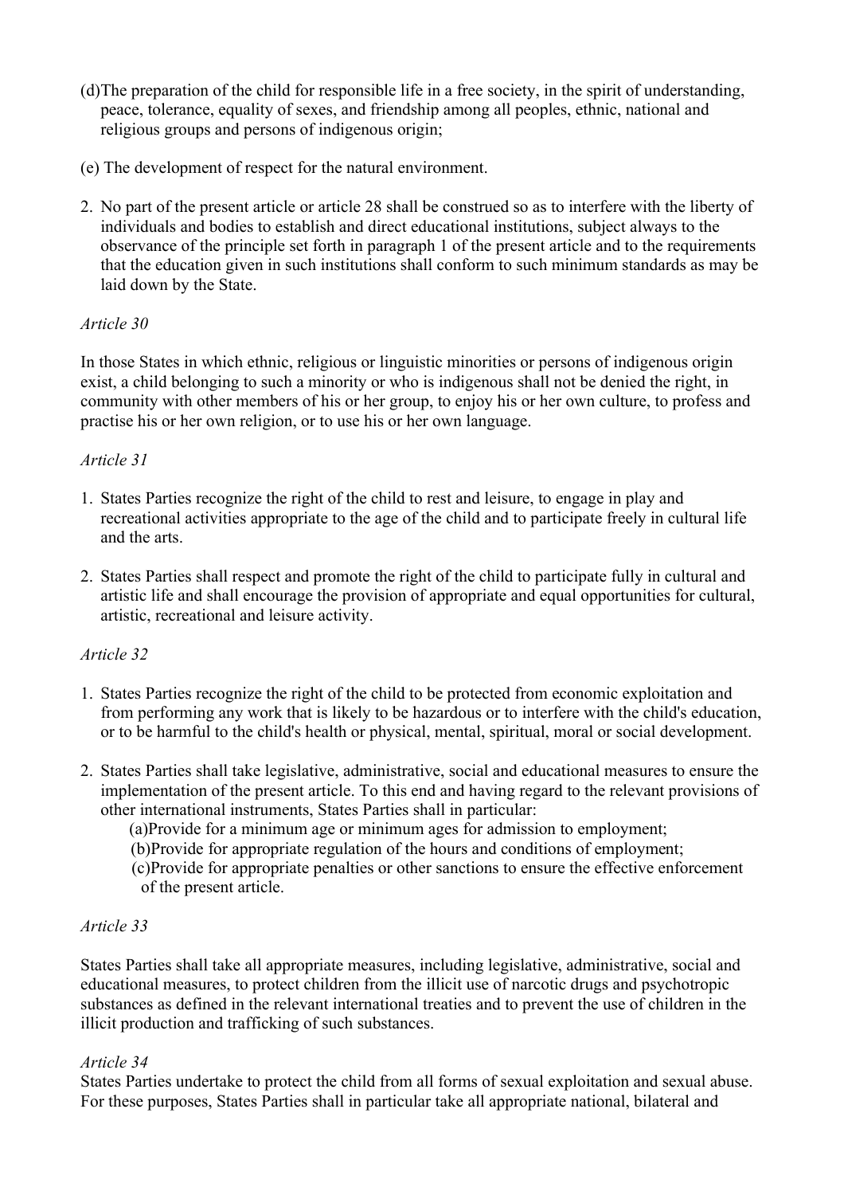(d)The preparation of the child for responsible life in a free society, in the spirit of understanding, peace, tolerance, equality of sexes, and friendship among all peoples, ethnic, national and religious groups and persons of indigenous origin;

(e) The development of respect for the natural environment.

2. No part of the present article or article 28 shall be construed so as to interfere with the liberty of individuals and bodies to establish and direct educational institutions, subject always to the observance of the principle set forth in paragraph 1 of the present article and to the requirements that the education given in such institutions shall conform to such minimum standards as may be laid down by the State.

*Article 30*

In those States in which ethnic, religious or linguistic minorities or persons of indigenous origin exist, a child belonging to such a minority or who is indigenous shall not be denied the right, in community with other members of his or her group, to enjoy his or her own culture, to profess and practise his or her own religion, or to use his or her own language.

*Article 31*

1. States Parties recognize the right of the child to rest and leisure, to engage in play and recreational activities appropriate to the age of the child and to participate freely in cultural life and the arts.

2. States Parties shall respect and promote the right of the child to participate fully in cultural and artistic life and shall encourage the provision of appropriate and equal opportunities for cultural, artistic, recreational and leisure activity.

*Article 32*

1. States Parties recognize the right of the child to be protected from economic exploitation and from performing any work that is likely to be hazardous or to interfere with the child's education, or to be harmful to the child's health or physical, mental, spiritual, moral or social development.

2. States Parties shall take legislative, administrative, social and educational measures to ensure the implementation of the present article. To this end and having regard to the relevant provisions of other international instruments, States Parties shall in particular:
   (a)Provide for a minimum age or minimum ages for admission to employment;
   (b)Provide for appropriate regulation of the hours and conditions of employment;
   (c)Provide for appropriate penalties or other sanctions to ensure the effective enforcement of the present article.

*Article 33*

States Parties shall take all appropriate measures, including legislative, administrative, social and educational measures, to protect children from the illicit use of narcotic drugs and psychotropic substances as defined in the relevant international treaties and to prevent the use of children in the illicit production and trafficking of such substances.

*Article 34*

States Parties undertake to protect the child from all forms of sexual exploitation and sexual abuse. For these purposes, States Parties shall in particular take all appropriate national, bilateral and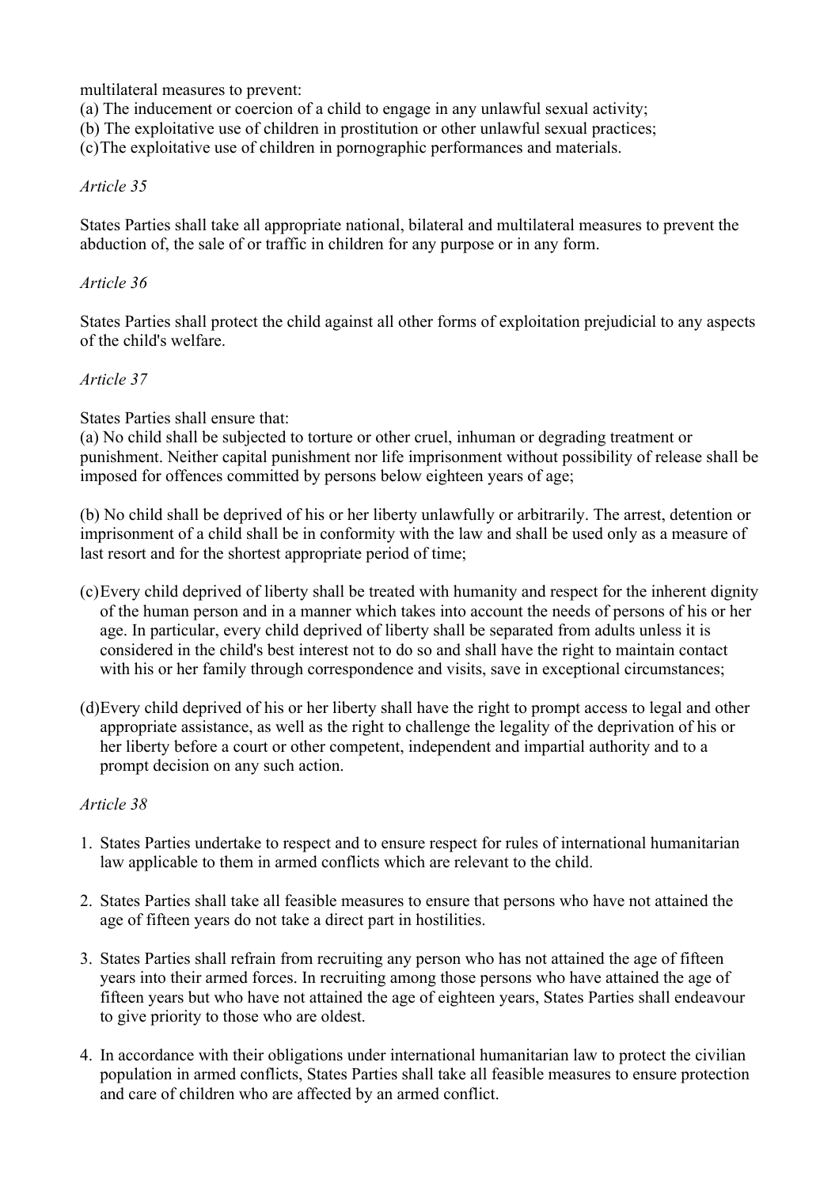multilateral measures to prevent:
(a) The inducement or coercion of a child to engage in any unlawful sexual activity;
(b) The exploitative use of children in prostitution or other unlawful sexual practices;
(c) The exploitative use of children in pornographic performances and materials.

*Article 35*

States Parties shall take all appropriate national, bilateral and multilateral measures to prevent the abduction of, the sale of or traffic in children for any purpose or in any form.

*Article 36*

States Parties shall protect the child against all other forms of exploitation prejudicial to any aspects of the child's welfare.

*Article 37*

States Parties shall ensure that:
(a) No child shall be subjected to torture or other cruel, inhuman or degrading treatment or punishment. Neither capital punishment nor life imprisonment without possibility of release shall be imposed for offences committed by persons below eighteen years of age;

(b) No child shall be deprived of his or her liberty unlawfully or arbitrarily. The arrest, detention or imprisonment of a child shall be in conformity with the law and shall be used only as a measure of last resort and for the shortest appropriate period of time;

(c) Every child deprived of liberty shall be treated with humanity and respect for the inherent dignity of the human person and in a manner which takes into account the needs of persons of his or her age. In particular, every child deprived of liberty shall be separated from adults unless it is considered in the child's best interest not to do so and shall have the right to maintain contact with his or her family through correspondence and visits, save in exceptional circumstances;

(d) Every child deprived of his or her liberty shall have the right to prompt access to legal and other appropriate assistance, as well as the right to challenge the legality of the deprivation of his or her liberty before a court or other competent, independent and impartial authority and to a prompt decision on any such action.

*Article 38*

1. States Parties undertake to respect and to ensure respect for rules of international humanitarian law applicable to them in armed conflicts which are relevant to the child.

2. States Parties shall take all feasible measures to ensure that persons who have not attained the age of fifteen years do not take a direct part in hostilities.

3. States Parties shall refrain from recruiting any person who has not attained the age of fifteen years into their armed forces. In recruiting among those persons who have attained the age of fifteen years but who have not attained the age of eighteen years, States Parties shall endeavour to give priority to those who are oldest.

4. In accordance with their obligations under international humanitarian law to protect the civilian population in armed conflicts, States Parties shall take all feasible measures to ensure protection and care of children who are affected by an armed conflict.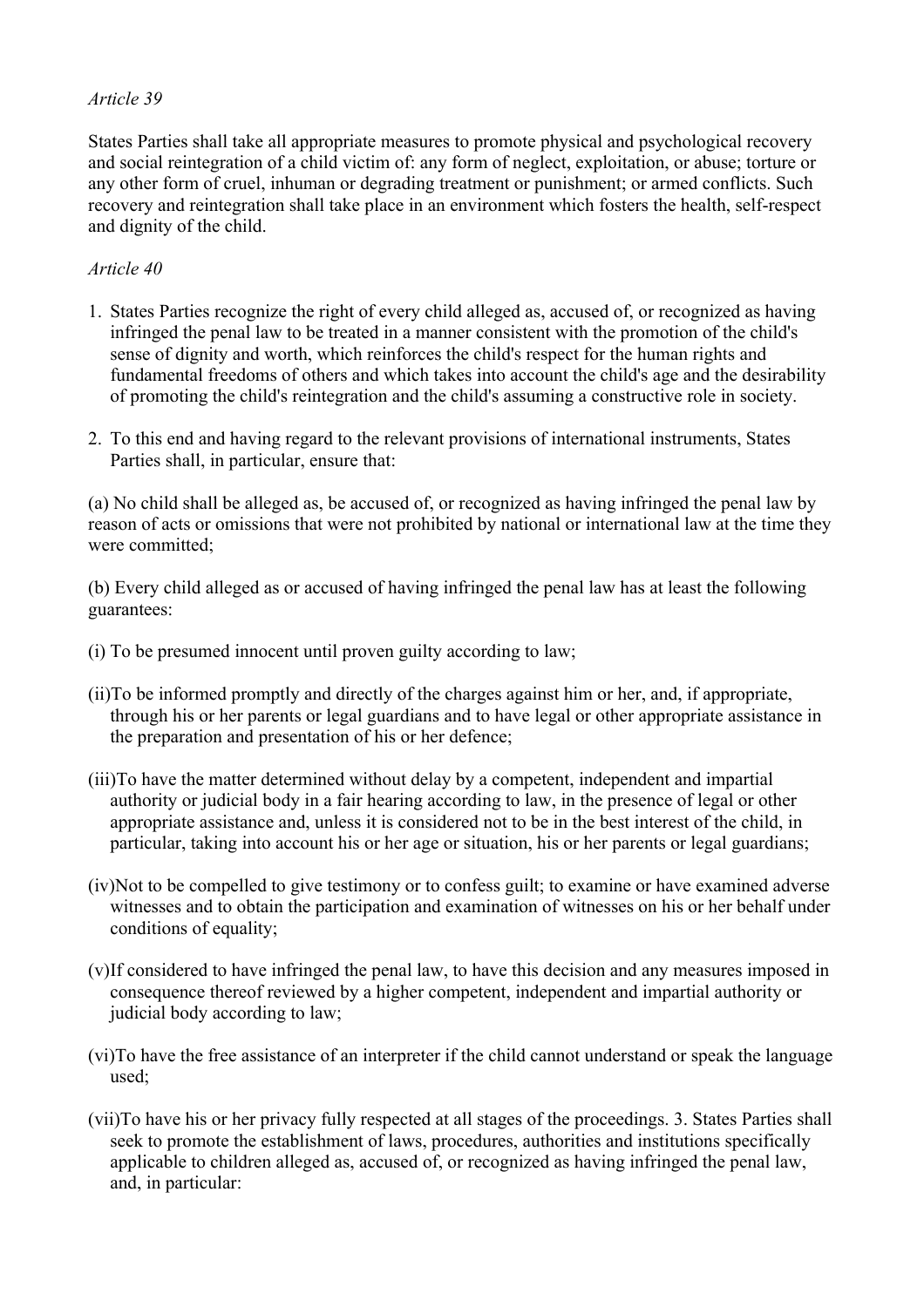*Article 39*

States Parties shall take all appropriate measures to promote physical and psychological recovery and social reintegration of a child victim of: any form of neglect, exploitation, or abuse; torture or any other form of cruel, inhuman or degrading treatment or punishment; or armed conflicts. Such recovery and reintegration shall take place in an environment which fosters the health, self-respect and dignity of the child.

*Article 40*

1. States Parties recognize the right of every child alleged as, accused of, or recognized as having infringed the penal law to be treated in a manner consistent with the promotion of the child's sense of dignity and worth, which reinforces the child's respect for the human rights and fundamental freedoms of others and which takes into account the child's age and the desirability of promoting the child's reintegration and the child's assuming a constructive role in society.

2. To this end and having regard to the relevant provisions of international instruments, States Parties shall, in particular, ensure that:

(a) No child shall be alleged as, be accused of, or recognized as having infringed the penal law by reason of acts or omissions that were not prohibited by national or international law at the time they were committed;

(b) Every child alleged as or accused of having infringed the penal law has at least the following guarantees:

(i) To be presumed innocent until proven guilty according to law;

(ii)To be informed promptly and directly of the charges against him or her, and, if appropriate, through his or her parents or legal guardians and to have legal or other appropriate assistance in the preparation and presentation of his or her defence;

(iii)To have the matter determined without delay by a competent, independent and impartial authority or judicial body in a fair hearing according to law, in the presence of legal or other appropriate assistance and, unless it is considered not to be in the best interest of the child, in particular, taking into account his or her age or situation, his or her parents or legal guardians;

(iv)Not to be compelled to give testimony or to confess guilt; to examine or have examined adverse witnesses and to obtain the participation and examination of witnesses on his or her behalf under conditions of equality;

(v)If considered to have infringed the penal law, to have this decision and any measures imposed in consequence thereof reviewed by a higher competent, independent and impartial authority or judicial body according to law;

(vi)To have the free assistance of an interpreter if the child cannot understand or speak the language used;

(vii)To have his or her privacy fully respected at all stages of the proceedings. 3. States Parties shall seek to promote the establishment of laws, procedures, authorities and institutions specifically applicable to children alleged as, accused of, or recognized as having infringed the penal law, and, in particular: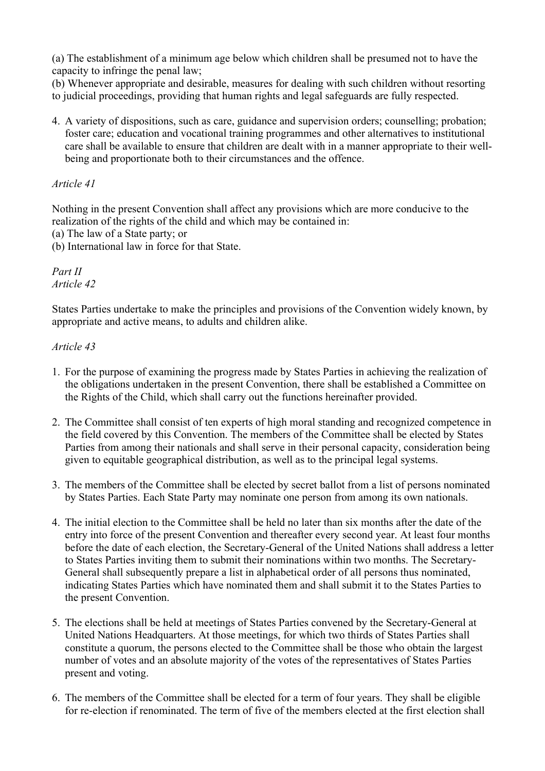(a) The establishment of a minimum age below which children shall be presumed not to have the capacity to infringe the penal law;
(b) Whenever appropriate and desirable, measures for dealing with such children without resorting to judicial proceedings, providing that human rights and legal safeguards are fully respected.

4. A variety of dispositions, such as care, guidance and supervision orders; counselling; probation; foster care; education and vocational training programmes and other alternatives to institutional care shall be available to ensure that children are dealt with in a manner appropriate to their well-being and proportionate both to their circumstances and the offence.

*Article 41*

Nothing in the present Convention shall affect any provisions which are more conducive to the realization of the rights of the child and which may be contained in:
(a) The law of a State party; or
(b) International law in force for that State.

*Part II*
*Article 42*

States Parties undertake to make the principles and provisions of the Convention widely known, by appropriate and active means, to adults and children alike.

*Article 43*

1. For the purpose of examining the progress made by States Parties in achieving the realization of the obligations undertaken in the present Convention, there shall be established a Committee on the Rights of the Child, which shall carry out the functions hereinafter provided.

2. The Committee shall consist of ten experts of high moral standing and recognized competence in the field covered by this Convention. The members of the Committee shall be elected by States Parties from among their nationals and shall serve in their personal capacity, consideration being given to equitable geographical distribution, as well as to the principal legal systems.

3. The members of the Committee shall be elected by secret ballot from a list of persons nominated by States Parties. Each State Party may nominate one person from among its own nationals.

4. The initial election to the Committee shall be held no later than six months after the date of the entry into force of the present Convention and thereafter every second year. At least four months before the date of each election, the Secretary-General of the United Nations shall address a letter to States Parties inviting them to submit their nominations within two months. The Secretary-General shall subsequently prepare a list in alphabetical order of all persons thus nominated, indicating States Parties which have nominated them and shall submit it to the States Parties to the present Convention.

5. The elections shall be held at meetings of States Parties convened by the Secretary-General at United Nations Headquarters. At those meetings, for which two thirds of States Parties shall constitute a quorum, the persons elected to the Committee shall be those who obtain the largest number of votes and an absolute majority of the votes of the representatives of States Parties present and voting.

6. The members of the Committee shall be elected for a term of four years. They shall be eligible for re-election if renominated. The term of five of the members elected at the first election shall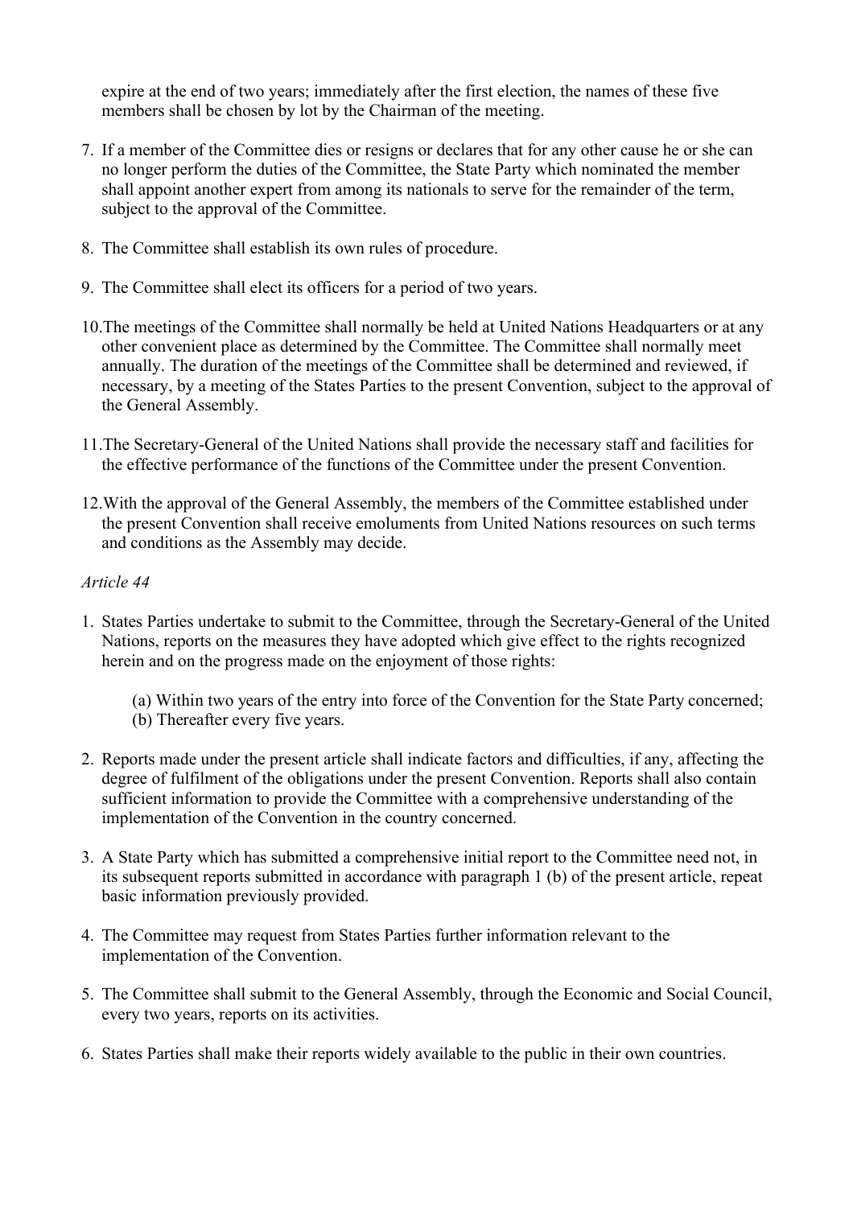expire at the end of two years; immediately after the first election, the names of these five members shall be chosen by lot by the Chairman of the meeting.

7. If a member of the Committee dies or resigns or declares that for any other cause he or she can no longer perform the duties of the Committee, the State Party which nominated the member shall appoint another expert from among its nationals to serve for the remainder of the term, subject to the approval of the Committee.

8. The Committee shall establish its own rules of procedure.

9. The Committee shall elect its officers for a period of two years.

10. The meetings of the Committee shall normally be held at United Nations Headquarters or at any other convenient place as determined by the Committee. The Committee shall normally meet annually. The duration of the meetings of the Committee shall be determined and reviewed, if necessary, by a meeting of the States Parties to the present Convention, subject to the approval of the General Assembly.

11. The Secretary-General of the United Nations shall provide the necessary staff and facilities for the effective performance of the functions of the Committee under the present Convention.

12. With the approval of the General Assembly, the members of the Committee established under the present Convention shall receive emoluments from United Nations resources on such terms and conditions as the Assembly may decide.

*Article 44*

1. States Parties undertake to submit to the Committee, through the Secretary-General of the United Nations, reports on the measures they have adopted which give effect to the rights recognized herein and on the progress made on the enjoyment of those rights:

   (a) Within two years of the entry into force of the Convention for the State Party concerned;
   (b) Thereafter every five years.

2. Reports made under the present article shall indicate factors and difficulties, if any, affecting the degree of fulfilment of the obligations under the present Convention. Reports shall also contain sufficient information to provide the Committee with a comprehensive understanding of the implementation of the Convention in the country concerned.

3. A State Party which has submitted a comprehensive initial report to the Committee need not, in its subsequent reports submitted in accordance with paragraph 1 (b) of the present article, repeat basic information previously provided.

4. The Committee may request from States Parties further information relevant to the implementation of the Convention.

5. The Committee shall submit to the General Assembly, through the Economic and Social Council, every two years, reports on its activities.

6. States Parties shall make their reports widely available to the public in their own countries.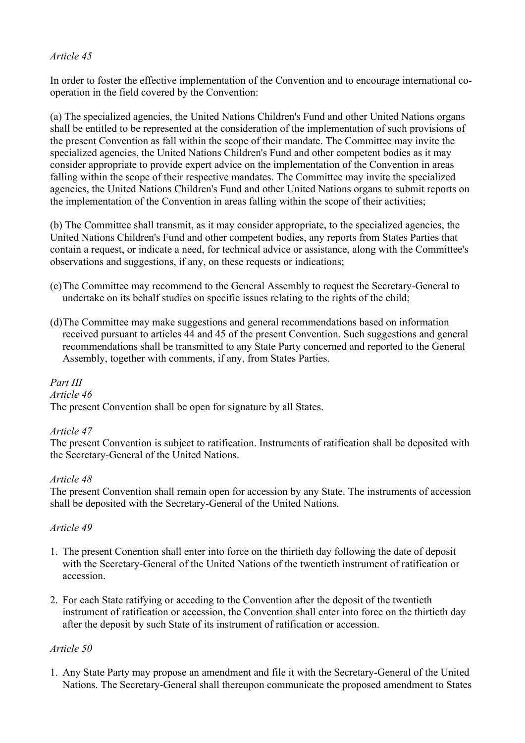*Article 45*

In order to foster the effective implementation of the Convention and to encourage international co-operation in the field covered by the Convention:

(a) The specialized agencies, the United Nations Children's Fund and other United Nations organs shall be entitled to be represented at the consideration of the implementation of such provisions of the present Convention as fall within the scope of their mandate. The Committee may invite the specialized agencies, the United Nations Children's Fund and other competent bodies as it may consider appropriate to provide expert advice on the implementation of the Convention in areas falling within the scope of their respective mandates. The Committee may invite the specialized agencies, the United Nations Children's Fund and other United Nations organs to submit reports on the implementation of the Convention in areas falling within the scope of their activities;

(b) The Committee shall transmit, as it may consider appropriate, to the specialized agencies, the United Nations Children's Fund and other competent bodies, any reports from States Parties that contain a request, or indicate a need, for technical advice or assistance, along with the Committee's observations and suggestions, if any, on these requests or indications;

(c) The Committee may recommend to the General Assembly to request the Secretary-General to undertake on its behalf studies on specific issues relating to the rights of the child;

(d) The Committee may make suggestions and general recommendations based on information received pursuant to articles 44 and 45 of the present Convention. Such suggestions and general recommendations shall be transmitted to any State Party concerned and reported to the General Assembly, together with comments, if any, from States Parties.

*Part III*

*Article 46*

The present Convention shall be open for signature by all States.

*Article 47*

The present Convention is subject to ratification. Instruments of ratification shall be deposited with the Secretary-General of the United Nations.

*Article 48*

The present Convention shall remain open for accession by any State. The instruments of accession shall be deposited with the Secretary-General of the United Nations.

*Article 49*

1. The present Conention shall enter into force on the thirtieth day following the date of deposit with the Secretary-General of the United Nations of the twentieth instrument of ratification or accession.

2. For each State ratifying or acceding to the Convention after the deposit of the twentieth instrument of ratification or accession, the Convention shall enter into force on the thirtieth day after the deposit by such State of its instrument of ratification or accession.

*Article 50*

1. Any State Party may propose an amendment and file it with the Secretary-General of the United Nations. The Secretary-General shall thereupon communicate the proposed amendment to States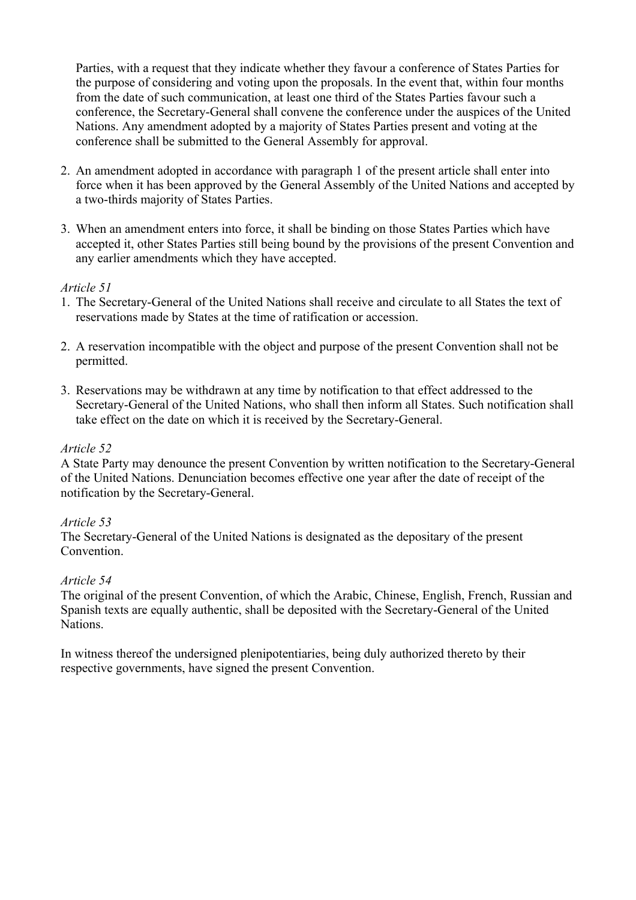Parties, with a request that they indicate whether they favour a conference of States Parties for the purpose of considering and voting upon the proposals. In the event that, within four months from the date of such communication, at least one third of the States Parties favour such a conference, the Secretary-General shall convene the conference under the auspices of the United Nations. Any amendment adopted by a majority of States Parties present and voting at the conference shall be submitted to the General Assembly for approval.

2. An amendment adopted in accordance with paragraph 1 of the present article shall enter into force when it has been approved by the General Assembly of the United Nations and accepted by a two-thirds majority of States Parties.

3. When an amendment enters into force, it shall be binding on those States Parties which have accepted it, other States Parties still being bound by the provisions of the present Convention and any earlier amendments which they have accepted.

*Article 51*

1. The Secretary-General of the United Nations shall receive and circulate to all States the text of reservations made by States at the time of ratification or accession.

2. A reservation incompatible with the object and purpose of the present Convention shall not be permitted.

3. Reservations may be withdrawn at any time by notification to that effect addressed to the Secretary-General of the United Nations, who shall then inform all States. Such notification shall take effect on the date on which it is received by the Secretary-General.

*Article 52*

A State Party may denounce the present Convention by written notification to the Secretary-General of the United Nations. Denunciation becomes effective one year after the date of receipt of the notification by the Secretary-General.

*Article 53*

The Secretary-General of the United Nations is designated as the depositary of the present Convention.

*Article 54*

The original of the present Convention, of which the Arabic, Chinese, English, French, Russian and Spanish texts are equally authentic, shall be deposited with the Secretary-General of the United Nations.

In witness thereof the undersigned plenipotentiaries, being duly authorized thereto by their respective governments, have signed the present Convention.